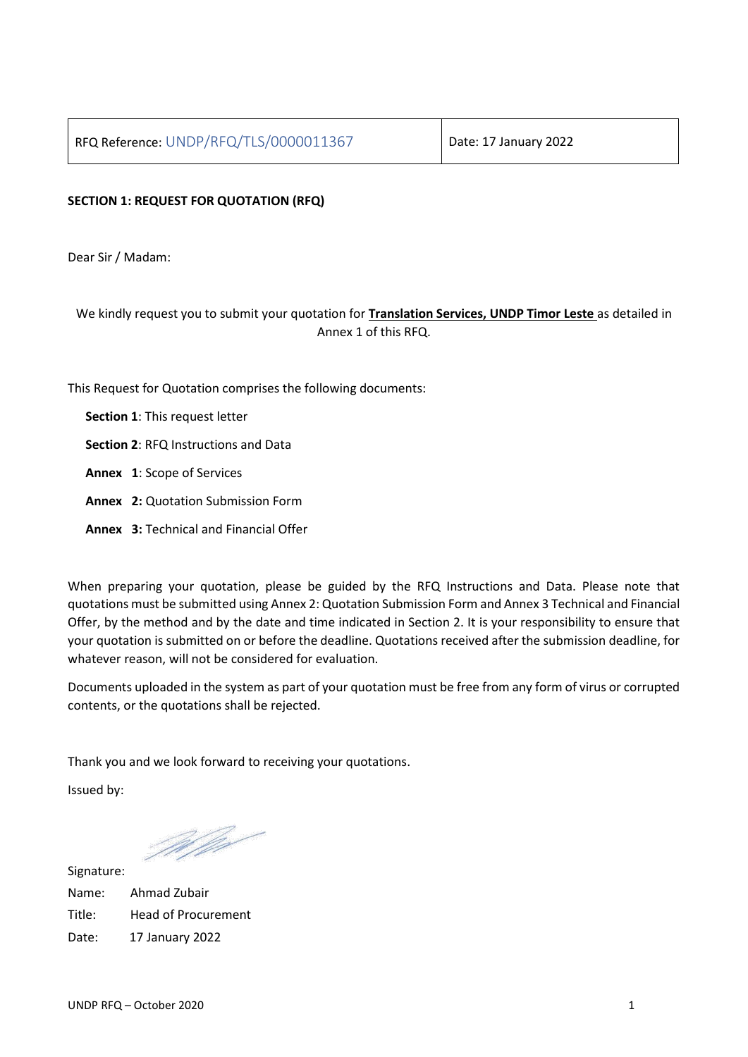| RFQ Reference: UNDP/RFQ/TLS/0000011367 | Date: 17 January 2022 |
|---|---|

**SECTION 1: REQUEST FOR QUOTATION (RFQ)**

Dear Sir / Madam:

We kindly request you to submit your quotation for **Translation Services, UNDP Timor Leste** as detailed in Annex 1 of this RFQ.

This Request for Quotation comprises the following documents:

- **Section 1**: This request letter
- **Section 2**: RFQ Instructions and Data
- **Annex 1**: Scope of Services
- **Annex 2:** Quotation Submission Form
- **Annex 3:** Technical and Financial Offer

When preparing your quotation, please be guided by the RFQ Instructions and Data. Please note that quotations must be submitted using Annex 2: Quotation Submission Form and Annex 3 Technical and Financial Offer, by the method and by the date and time indicated in Section 2. It is your responsibility to ensure that your quotation is submitted on or before the deadline. Quotations received after the submission deadline, for whatever reason, will not be considered for evaluation.

Documents uploaded in the system as part of your quotation must be free from any form of virus or corrupted contents, or the quotations shall be rejected.

Thank you and we look forward to receiving your quotations.

Issued by:

Signature:

Name: Ahmad Zubair

Title: Head of Procurement

Date: 17 January 2022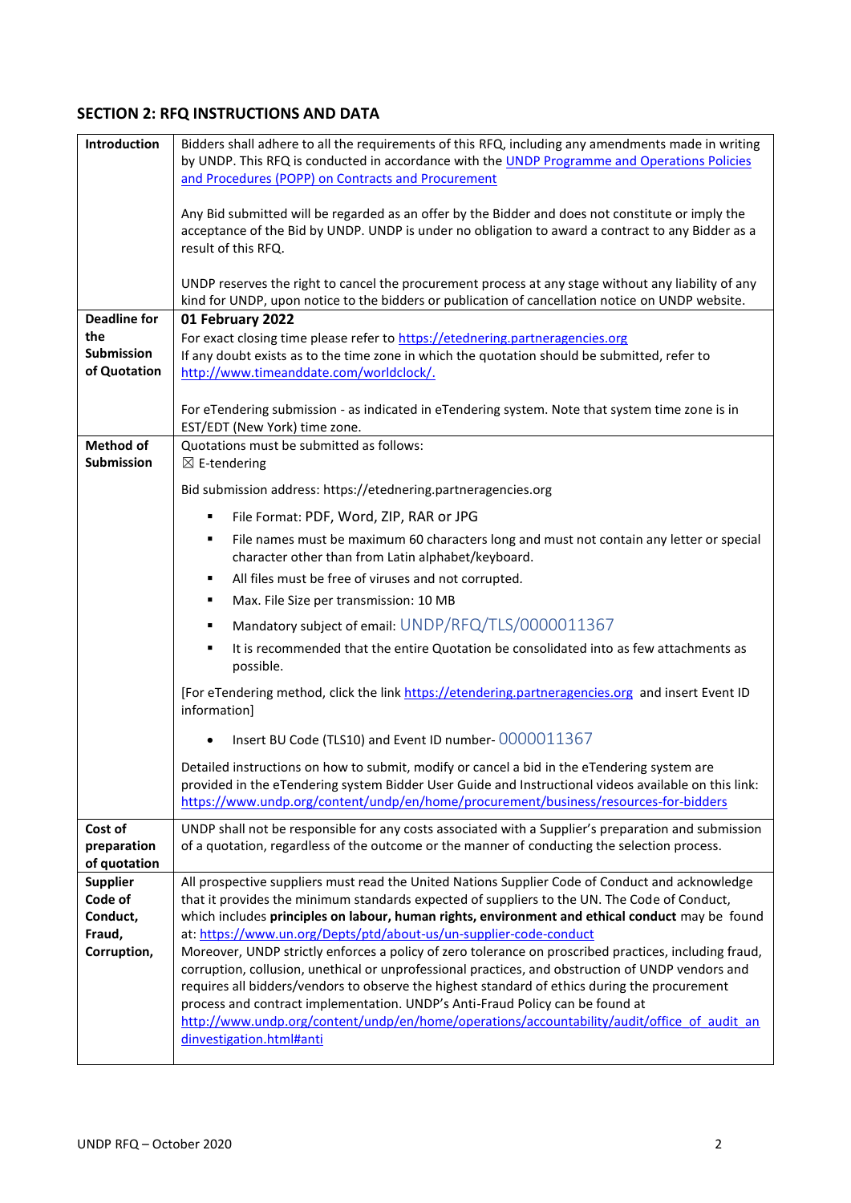## SECTION 2: RFQ INSTRUCTIONS AND DATA

| | |
|---|---|
| **Introduction** | Bidders shall adhere to all the requirements of this RFQ, including any amendments made in writing by UNDP. This RFQ is conducted in accordance with the [UNDP Programme and Operations Policies and Procedures (POPP) on Contracts and Procurement](#)<br><br>Any Bid submitted will be regarded as an offer by the Bidder and does not constitute or imply the acceptance of the Bid by UNDP. UNDP is under no obligation to award a contract to any Bidder as a result of this RFQ.<br><br>UNDP reserves the right to cancel the procurement process at any stage without any liability of any kind for UNDP, upon notice to the bidders or publication of cancellation notice on UNDP website. |
| **Deadline for the Submission of Quotation** | **01 February 2022**<br>For exact closing time please refer to https://etednering.partneragencies.org<br>If any doubt exists as to the time zone in which the quotation should be submitted, refer to http://www.timeanddate.com/worldclock/.<br><br>For eTendering submission - as indicated in eTendering system. Note that system time zone is in EST/EDT (New York) time zone. |
| **Method of Submission** | Quotations must be submitted as follows:<br>☒ E-tendering<br><br>Bid submission address: https://etednering.partneragencies.org<br><br>▪ File Format: PDF, Word, ZIP, RAR or JPG<br>▪ File names must be maximum 60 characters long and must not contain any letter or special character other than from Latin alphabet/keyboard.<br>▪ All files must be free of viruses and not corrupted.<br>▪ Max. File Size per transmission: 10 MB<br>▪ Mandatory subject of email: UNDP/RFQ/TLS/0000011367<br>▪ It is recommended that the entire Quotation be consolidated into as few attachments as possible.<br><br>[For eTendering method, click the link https://etendering.partneragencies.org and insert Event ID information]<br><br>• Insert BU Code (TLS10) and Event ID number- 0000011367<br><br>Detailed instructions on how to submit, modify or cancel a bid in the eTendering system are provided in the eTendering system Bidder User Guide and Instructional videos available on this link: https://www.undp.org/content/undp/en/home/procurement/business/resources-for-bidders |
| **Cost of preparation of quotation** | UNDP shall not be responsible for any costs associated with a Supplier's preparation and submission of a quotation, regardless of the outcome or the manner of conducting the selection process. |
| **Supplier Code of Conduct, Fraud, Corruption,** | All prospective suppliers must read the United Nations Supplier Code of Conduct and acknowledge that it provides the minimum standards expected of suppliers to the UN. The Code of Conduct, which includes **principles on labour, human rights, environment and ethical conduct** may be found at: https://www.un.org/Depts/ptd/about-us/un-supplier-code-conduct<br>Moreover, UNDP strictly enforces a policy of zero tolerance on proscribed practices, including fraud, corruption, collusion, unethical or unprofessional practices, and obstruction of UNDP vendors and requires all bidders/vendors to observe the highest standard of ethics during the procurement process and contract implementation. UNDP's Anti-Fraud Policy can be found at http://www.undp.org/content/undp/en/home/operations/accountability/audit/office_of_audit_andinvestigation.html#anti |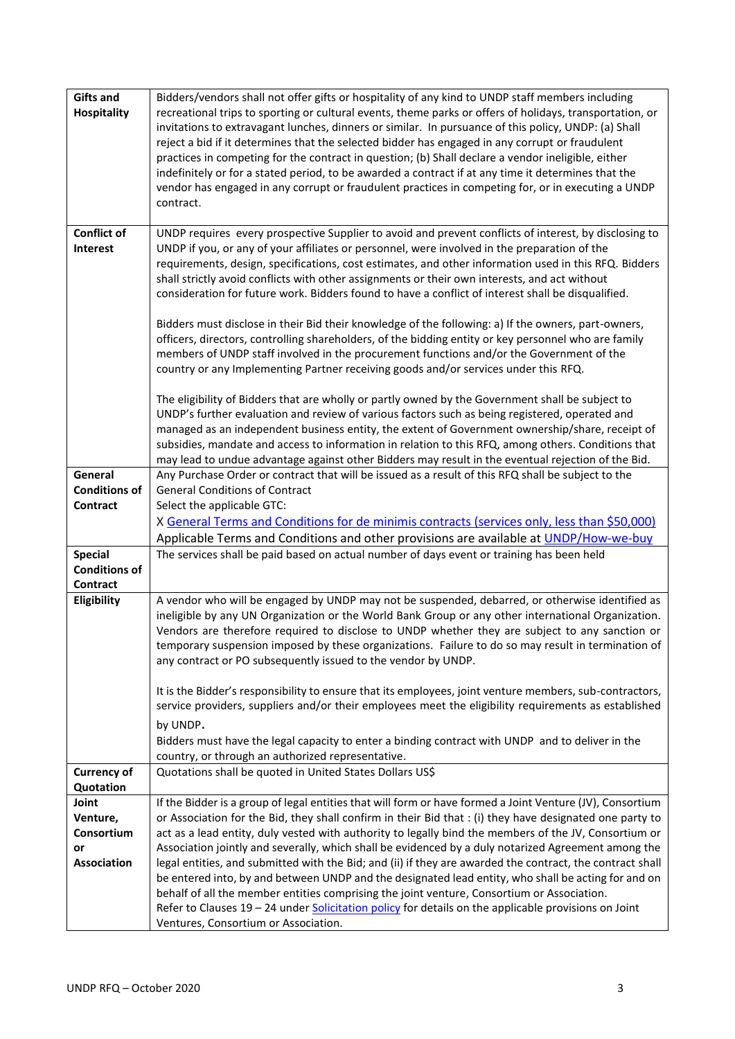| | |
|---|---|
| **Gifts and Hospitality** | Bidders/vendors shall not offer gifts or hospitality of any kind to UNDP staff members including recreational trips to sporting or cultural events, theme parks or offers of holidays, transportation, or invitations to extravagant lunches, dinners or similar. In pursuance of this policy, UNDP: (a) Shall reject a bid if it determines that the selected bidder has engaged in any corrupt or fraudulent practices in competing for the contract in question; (b) Shall declare a vendor ineligible, either indefinitely or for a stated period, to be awarded a contract if at any time it determines that the vendor has engaged in any corrupt or fraudulent practices in competing for, or in executing a UNDP contract. |
| **Conflict of Interest** | UNDP requires every prospective Supplier to avoid and prevent conflicts of interest, by disclosing to UNDP if you, or any of your affiliates or personnel, were involved in the preparation of the requirements, design, specifications, cost estimates, and other information used in this RFQ. Bidders shall strictly avoid conflicts with other assignments or their own interests, and act without consideration for future work. Bidders found to have a conflict of interest shall be disqualified.<br><br>Bidders must disclose in their Bid their knowledge of the following: a) If the owners, part-owners, officers, directors, controlling shareholders, of the bidding entity or key personnel who are family members of UNDP staff involved in the procurement functions and/or the Government of the country or any Implementing Partner receiving goods and/or services under this RFQ.<br><br>The eligibility of Bidders that are wholly or partly owned by the Government shall be subject to UNDP's further evaluation and review of various factors such as being registered, operated and managed as an independent business entity, the extent of Government ownership/share, receipt of subsidies, mandate and access to information in relation to this RFQ, among others. Conditions that may lead to undue advantage against other Bidders may result in the eventual rejection of the Bid. |
| **General Conditions of Contract** | Any Purchase Order or contract that will be issued as a result of this RFQ shall be subject to the General Conditions of Contract<br>Select the applicable GTC:<br>X General Terms and Conditions for de minimis contracts (services only, less than $50,000)<br>Applicable Terms and Conditions and other provisions are available at UNDP/How-we-buy |
| **Special Conditions of Contract** | The services shall be paid based on actual number of days event or training has been held |
| **Eligibility** | A vendor who will be engaged by UNDP may not be suspended, debarred, or otherwise identified as ineligible by any UN Organization or the World Bank Group or any other international Organization. Vendors are therefore required to disclose to UNDP whether they are subject to any sanction or temporary suspension imposed by these organizations. Failure to do so may result in termination of any contract or PO subsequently issued to the vendor by UNDP.<br><br>It is the Bidder's responsibility to ensure that its employees, joint venture members, sub-contractors, service providers, suppliers and/or their employees meet the eligibility requirements as established by UNDP.<br>Bidders must have the legal capacity to enter a binding contract with UNDP and to deliver in the country, or through an authorized representative. |
| **Currency of Quotation** | Quotations shall be quoted in United States Dollars US$ |
| **Joint Venture, Consortium or Association** | If the Bidder is a group of legal entities that will form or have formed a Joint Venture (JV), Consortium or Association for the Bid, they shall confirm in their Bid that : (i) they have designated one party to act as a lead entity, duly vested with authority to legally bind the members of the JV, Consortium or Association jointly and severally, which shall be evidenced by a duly notarized Agreement among the legal entities, and submitted with the Bid; and (ii) if they are awarded the contract, the contract shall be entered into, by and between UNDP and the designated lead entity, who shall be acting for and on behalf of all the member entities comprising the joint venture, Consortium or Association.<br>Refer to Clauses 19 – 24 under Solicitation policy for details on the applicable provisions on Joint Ventures, Consortium or Association. |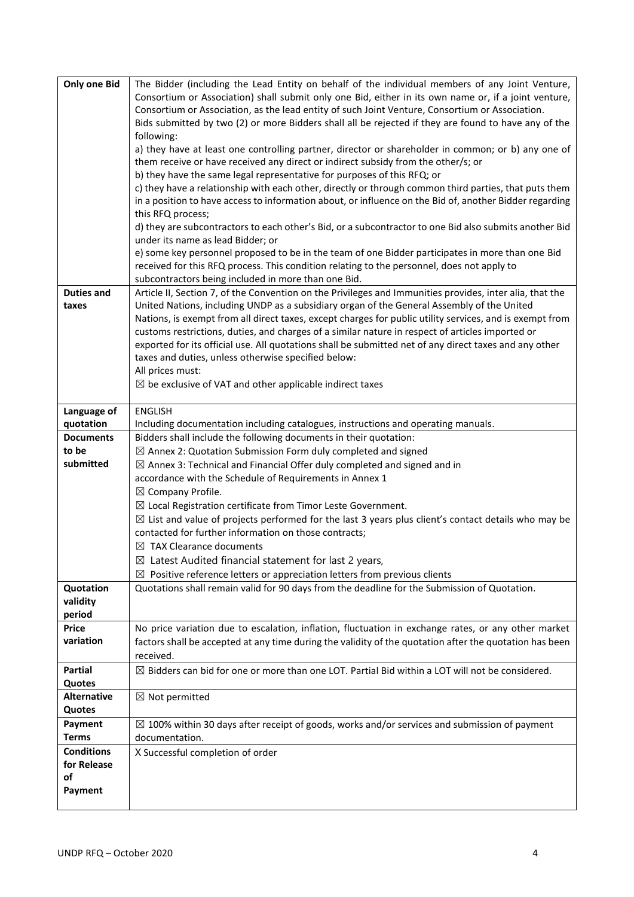| | |
|---|---|
| **Only one Bid** | The Bidder (including the Lead Entity on behalf of the individual members of any Joint Venture, Consortium or Association) shall submit only one Bid, either in its own name or, if a joint venture, Consortium or Association, as the lead entity of such Joint Venture, Consortium or Association.<br>Bids submitted by two (2) or more Bidders shall all be rejected if they are found to have any of the following:<br>a) they have at least one controlling partner, director or shareholder in common; or b) any one of them receive or have received any direct or indirect subsidy from the other/s; or<br>b) they have the same legal representative for purposes of this RFQ; or<br>c) they have a relationship with each other, directly or through common third parties, that puts them in a position to have access to information about, or influence on the Bid of, another Bidder regarding this RFQ process;<br>d) they are subcontractors to each other's Bid, or a subcontractor to one Bid also submits another Bid under its name as lead Bidder; or<br>e) some key personnel proposed to be in the team of one Bidder participates in more than one Bid received for this RFQ process. This condition relating to the personnel, does not apply to subcontractors being included in more than one Bid. |
| **Duties and taxes** | Article II, Section 7, of the Convention on the Privileges and Immunities provides, inter alia, that the United Nations, including UNDP as a subsidiary organ of the General Assembly of the United Nations, is exempt from all direct taxes, except charges for public utility services, and is exempt from customs restrictions, duties, and charges of a similar nature in respect of articles imported or exported for its official use. All quotations shall be submitted net of any direct taxes and any other taxes and duties, unless otherwise specified below:<br>All prices must:<br>☒ be exclusive of VAT and other applicable indirect taxes |
| **Language of quotation** | ENGLISH<br>Including documentation including catalogues, instructions and operating manuals. |
| **Documents to be submitted** | Bidders shall include the following documents in their quotation:<br>☒ Annex 2: Quotation Submission Form duly completed and signed<br>☒ Annex 3: Technical and Financial Offer duly completed and signed and in accordance with the Schedule of Requirements in Annex 1<br>☒ Company Profile.<br>☒ Local Registration certificate from Timor Leste Government.<br>☒ List and value of projects performed for the last 3 years plus client's contact details who may be contacted for further information on those contracts;<br>☒ TAX Clearance documents<br>☒ Latest Audited financial statement for last 2 years,<br>☒ Positive reference letters or appreciation letters from previous clients |
| **Quotation validity period** | Quotations shall remain valid for 90 days from the deadline for the Submission of Quotation. |
| **Price variation** | No price variation due to escalation, inflation, fluctuation in exchange rates, or any other market factors shall be accepted at any time during the validity of the quotation after the quotation has been received. |
| **Partial Quotes** | ☒ Bidders can bid for one or more than one LOT. Partial Bid within a LOT will not be considered. |
| **Alternative Quotes** | ☒ Not permitted |
| **Payment Terms** | ☒ 100% within 30 days after receipt of goods, works and/or services and submission of payment documentation. |
| **Conditions for Release of Payment** | X Successful completion of order |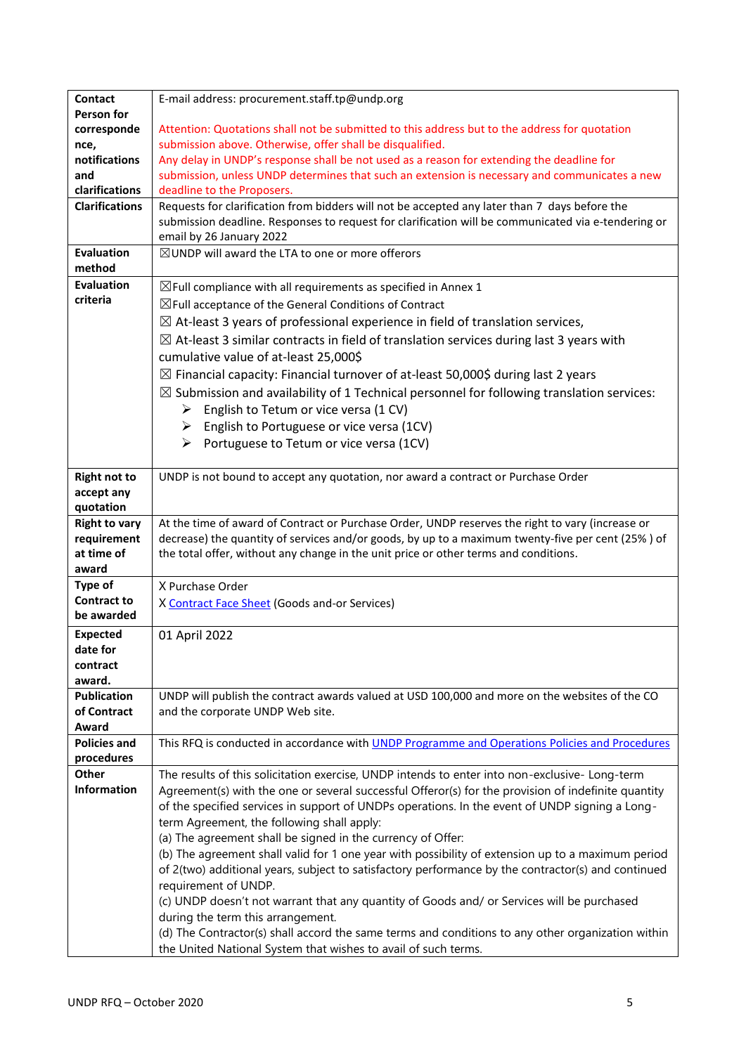| | |
|---|---|
| **Contact Person for correspondence, notifications and clarifications** | E-mail address: procurement.staff.tp@undp.org<br><br>Attention: Quotations shall not be submitted to this address but to the address for quotation submission above. Otherwise, offer shall be disqualified.<br>Any delay in UNDP's response shall be not used as a reason for extending the deadline for submission, unless UNDP determines that such an extension is necessary and communicates a new deadline to the Proposers. |
| **Clarifications** | Requests for clarification from bidders will not be accepted any later than 7 days before the submission deadline. Responses to request for clarification will be communicated via e-tendering or email by 26 January 2022 |
| **Evaluation method** | ☒UNDP will award the LTA to one or more offerors |
| **Evaluation criteria** | ☒Full compliance with all requirements as specified in Annex 1<br>☒Full acceptance of the General Conditions of Contract<br>☒ At-least 3 years of professional experience in field of translation services,<br>☒ At-least 3 similar contracts in field of translation services during last 3 years with cumulative value of at-least 25,000$<br>☒ Financial capacity: Financial turnover of at-least 50,000$ during last 2 years<br>☒ Submission and availability of 1 Technical personnel for following translation services:<br>➢ English to Tetum or vice versa (1 CV)<br>➢ English to Portuguese or vice versa (1CV)<br>➢ Portuguese to Tetum or vice versa (1CV) |
| **Right not to accept any quotation** | UNDP is not bound to accept any quotation, nor award a contract or Purchase Order |
| **Right to vary requirement at time of award** | At the time of award of Contract or Purchase Order, UNDP reserves the right to vary (increase or decrease) the quantity of services and/or goods, by up to a maximum twenty-five per cent (25% ) of the total offer, without any change in the unit price or other terms and conditions. |
| **Type of Contract to be awarded** | X Purchase Order<br>X [Contract Face Sheet](#) (Goods and-or Services) |
| **Expected date for contract award.** | 01 April 2022 |
| **Publication of Contract Award** | UNDP will publish the contract awards valued at USD 100,000 and more on the websites of the CO and the corporate UNDP Web site. |
| **Policies and procedures** | This RFQ is conducted in accordance with [UNDP Programme and Operations Policies and Procedures](#) |
| **Other Information** | The results of this solicitation exercise, UNDP intends to enter into non-exclusive- Long-term Agreement(s) with the one or several successful Offeror(s) for the provision of indefinite quantity of the specified services in support of UNDPs operations. In the event of UNDP signing a Long-term Agreement, the following shall apply:<br>(a) The agreement shall be signed in the currency of Offer:<br>(b) The agreement shall valid for 1 one year with possibility of extension up to a maximum period of 2(two) additional years, subject to satisfactory performance by the contractor(s) and continued requirement of UNDP.<br>(c) UNDP doesn't not warrant that any quantity of Goods and/ or Services will be purchased during the term this arrangement.<br>(d) The Contractor(s) shall accord the same terms and conditions to any other organization within the United National System that wishes to avail of such terms. |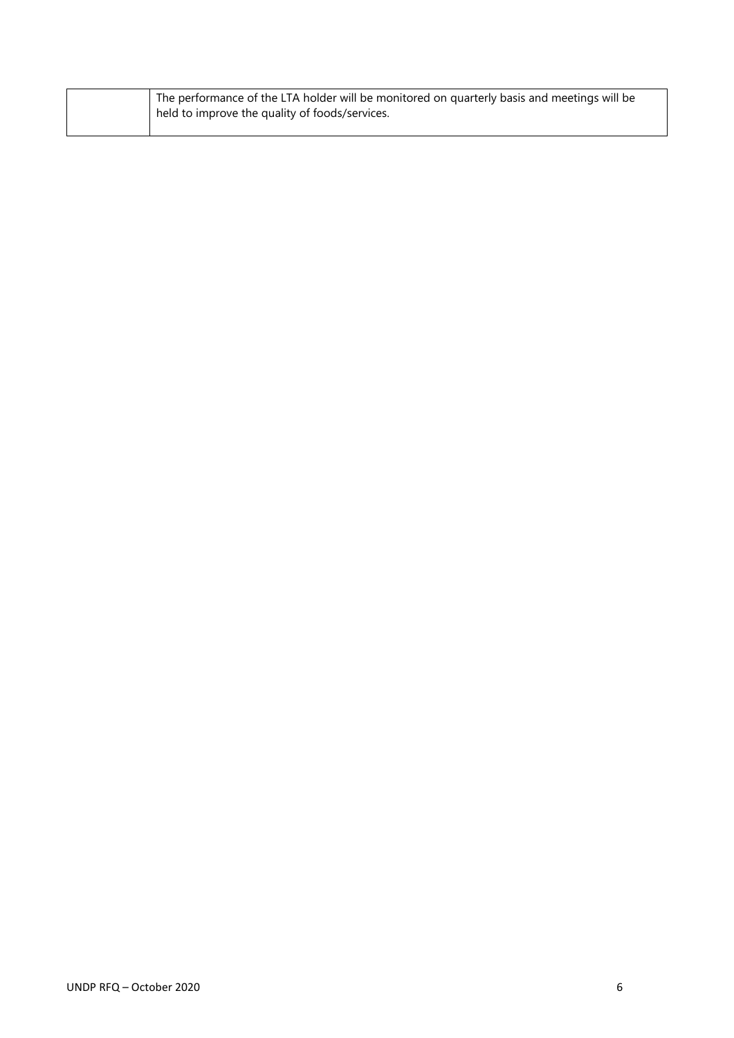| | |
|---|---|
| | The performance of the LTA holder will be monitored on quarterly basis and meetings will be held to improve the quality of foods/services. |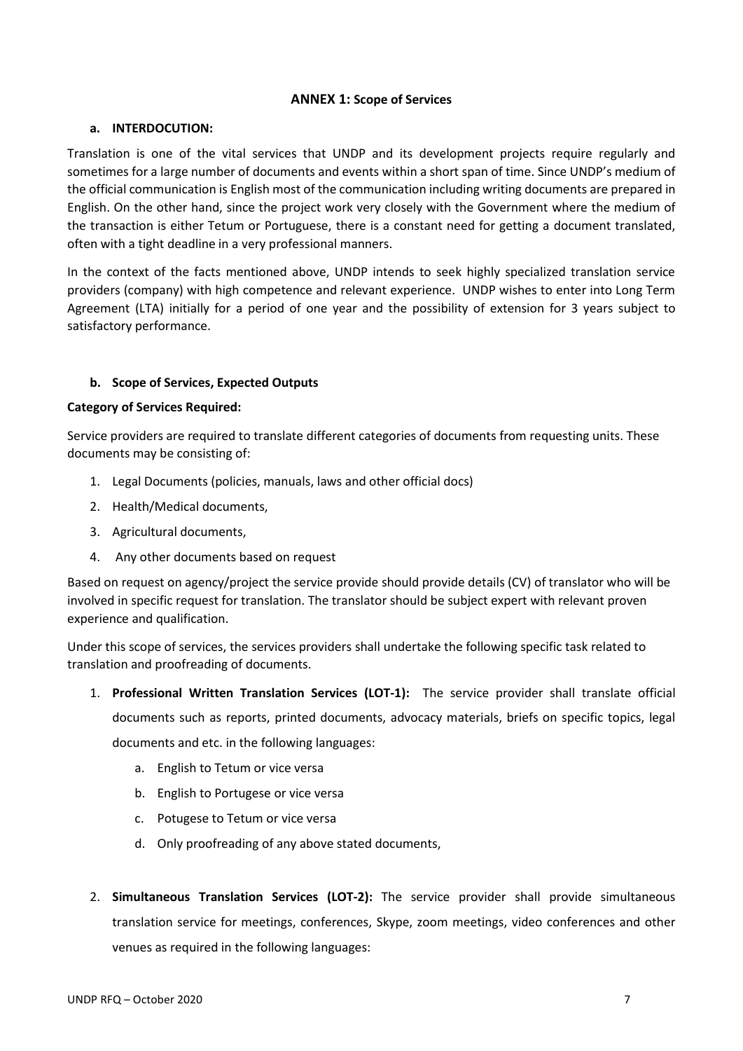### **ANNEX 1:** Scope of Services

#### a. INTERDOCUTION:

Translation is one of the vital services that UNDP and its development projects require regularly and sometimes for a large number of documents and events within a short span of time. Since UNDP's medium of the official communication is English most of the communication including writing documents are prepared in English. On the other hand, since the project work very closely with the Government where the medium of the transaction is either Tetum or Portuguese, there is a constant need for getting a document translated, often with a tight deadline in a very professional manners.

In the context of the facts mentioned above, UNDP intends to seek highly specialized translation service providers (company) with high competence and relevant experience. UNDP wishes to enter into Long Term Agreement (LTA) initially for a period of one year and the possibility of extension for 3 years subject to satisfactory performance.

#### b. Scope of Services, Expected Outputs

**Category of Services Required:**

Service providers are required to translate different categories of documents from requesting units. These documents may be consisting of:

1. Legal Documents (policies, manuals, laws and other official docs)
2. Health/Medical documents,
3. Agricultural documents,
4. Any other documents based on request

Based on request on agency/project the service provide should provide details (CV) of translator who will be involved in specific request for translation. The translator should be subject expert with relevant proven experience and qualification.

Under this scope of services, the services providers shall undertake the following specific task related to translation and proofreading of documents.

1. **Professional Written Translation Services (LOT-1):** The service provider shall translate official documents such as reports, printed documents, advocacy materials, briefs on specific topics, legal documents and etc. in the following languages:
   a. English to Tetum or vice versa
   b. English to Portugese or vice versa
   c. Potugese to Tetum or vice versa
   d. Only proofreading of any above stated documents,

2. **Simultaneous Translation Services (LOT-2):** The service provider shall provide simultaneous translation service for meetings, conferences, Skype, zoom meetings, video conferences and other venues as required in the following languages: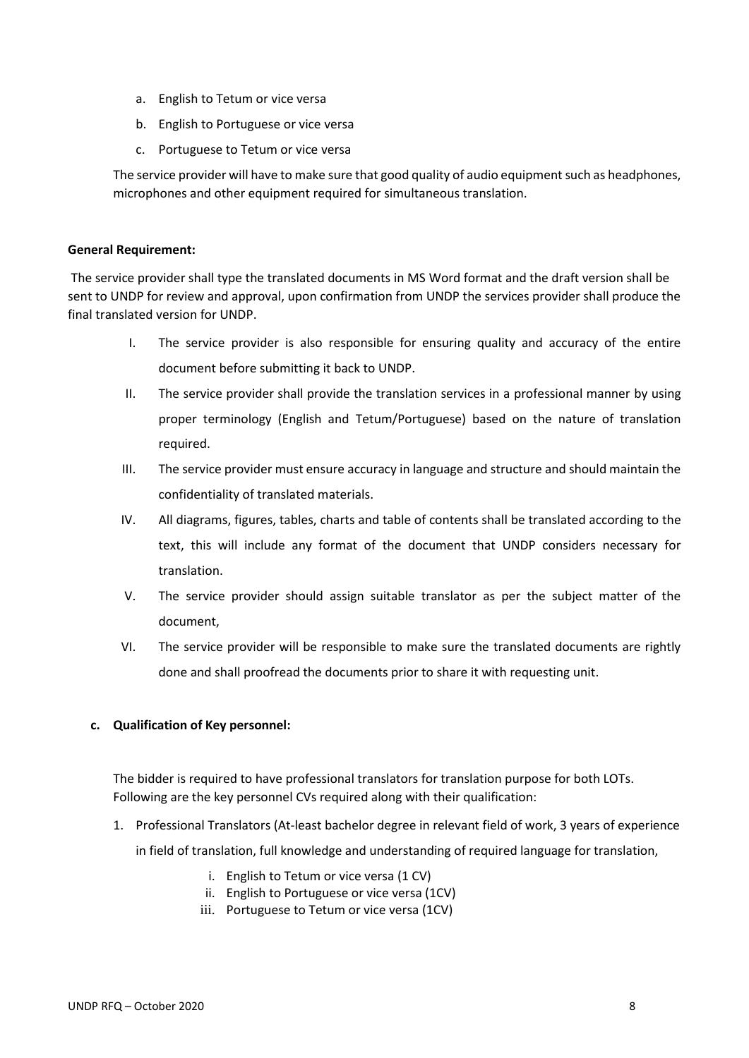a. English to Tetum or vice versa
b. English to Portuguese or vice versa
c. Portuguese to Tetum or vice versa

The service provider will have to make sure that good quality of audio equipment such as headphones, microphones and other equipment required for simultaneous translation.

**General Requirement:**

The service provider shall type the translated documents in MS Word format and the draft version shall be sent to UNDP for review and approval, upon confirmation from UNDP the services provider shall produce the final translated version for UNDP.

I. The service provider is also responsible for ensuring quality and accuracy of the entire document before submitting it back to UNDP.
II. The service provider shall provide the translation services in a professional manner by using proper terminology (English and Tetum/Portuguese) based on the nature of translation required.
III. The service provider must ensure accuracy in language and structure and should maintain the confidentiality of translated materials.
IV. All diagrams, figures, tables, charts and table of contents shall be translated according to the text, this will include any format of the document that UNDP considers necessary for translation.
V. The service provider should assign suitable translator as per the subject matter of the document,
VI. The service provider will be responsible to make sure the translated documents are rightly done and shall proofread the documents prior to share it with requesting unit.

**c. Qualification of Key personnel:**

The bidder is required to have professional translators for translation purpose for both LOTs. Following are the key personnel CVs required along with their qualification:

1. Professional Translators (At-least bachelor degree in relevant field of work, 3 years of experience in field of translation, full knowledge and understanding of required language for translation,
    i. English to Tetum or vice versa (1 CV)
    ii. English to Portuguese or vice versa (1CV)
    iii. Portuguese to Tetum or vice versa (1CV)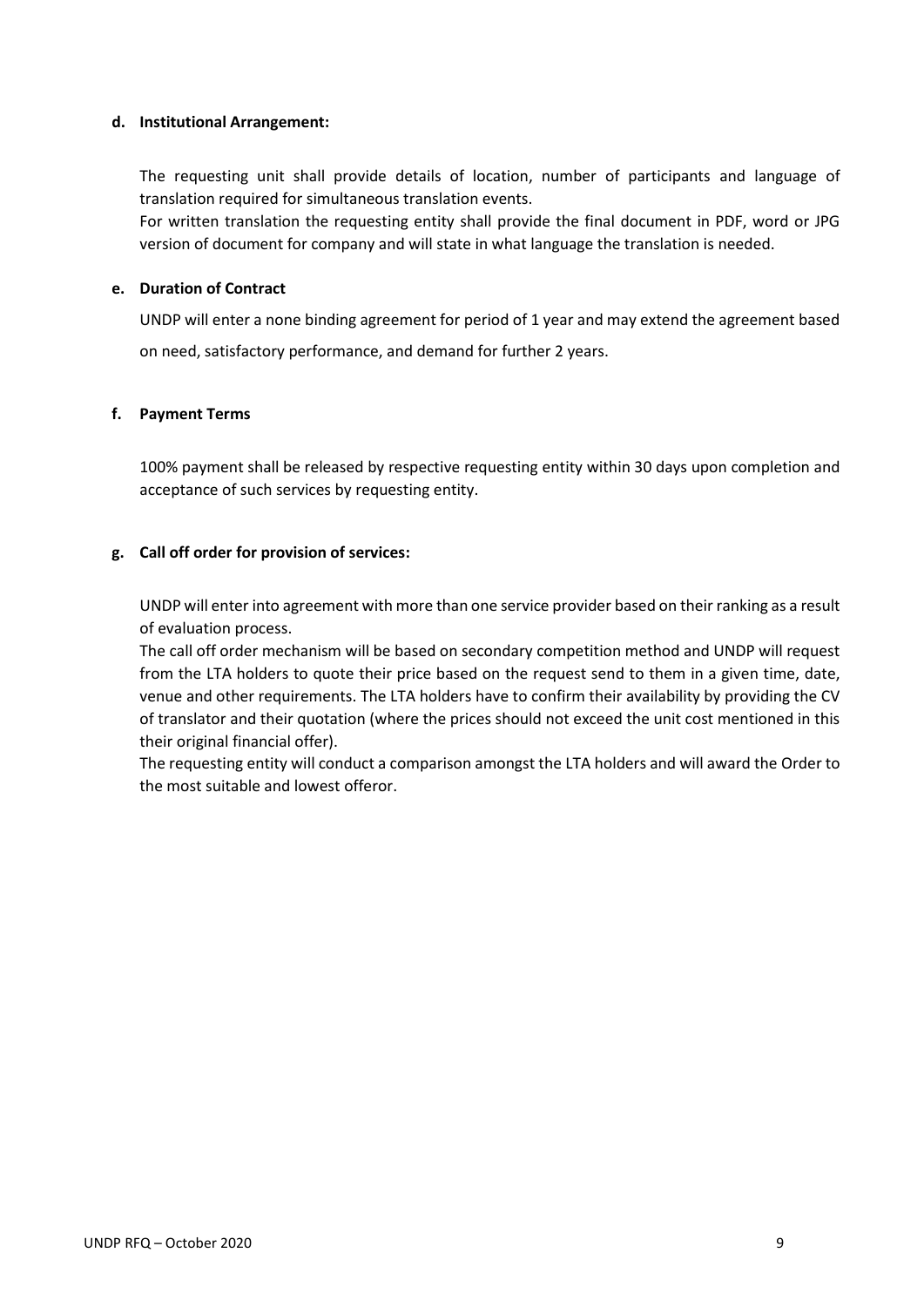**d. Institutional Arrangement:**

The requesting unit shall provide details of location, number of participants and language of translation required for simultaneous translation events.
For written translation the requesting entity shall provide the final document in PDF, word or JPG version of document for company and will state in what language the translation is needed.

**e. Duration of Contract**

UNDP will enter a none binding agreement for period of 1 year and may extend the agreement based on need, satisfactory performance, and demand for further 2 years.

**f. Payment Terms**

100% payment shall be released by respective requesting entity within 30 days upon completion and acceptance of such services by requesting entity.

**g. Call off order for provision of services:**

UNDP will enter into agreement with more than one service provider based on their ranking as a result of evaluation process.
The call off order mechanism will be based on secondary competition method and UNDP will request from the LTA holders to quote their price based on the request send to them in a given time, date, venue and other requirements. The LTA holders have to confirm their availability by providing the CV of translator and their quotation (where the prices should not exceed the unit cost mentioned in this their original financial offer).
The requesting entity will conduct a comparison amongst the LTA holders and will award the Order to the most suitable and lowest offeror.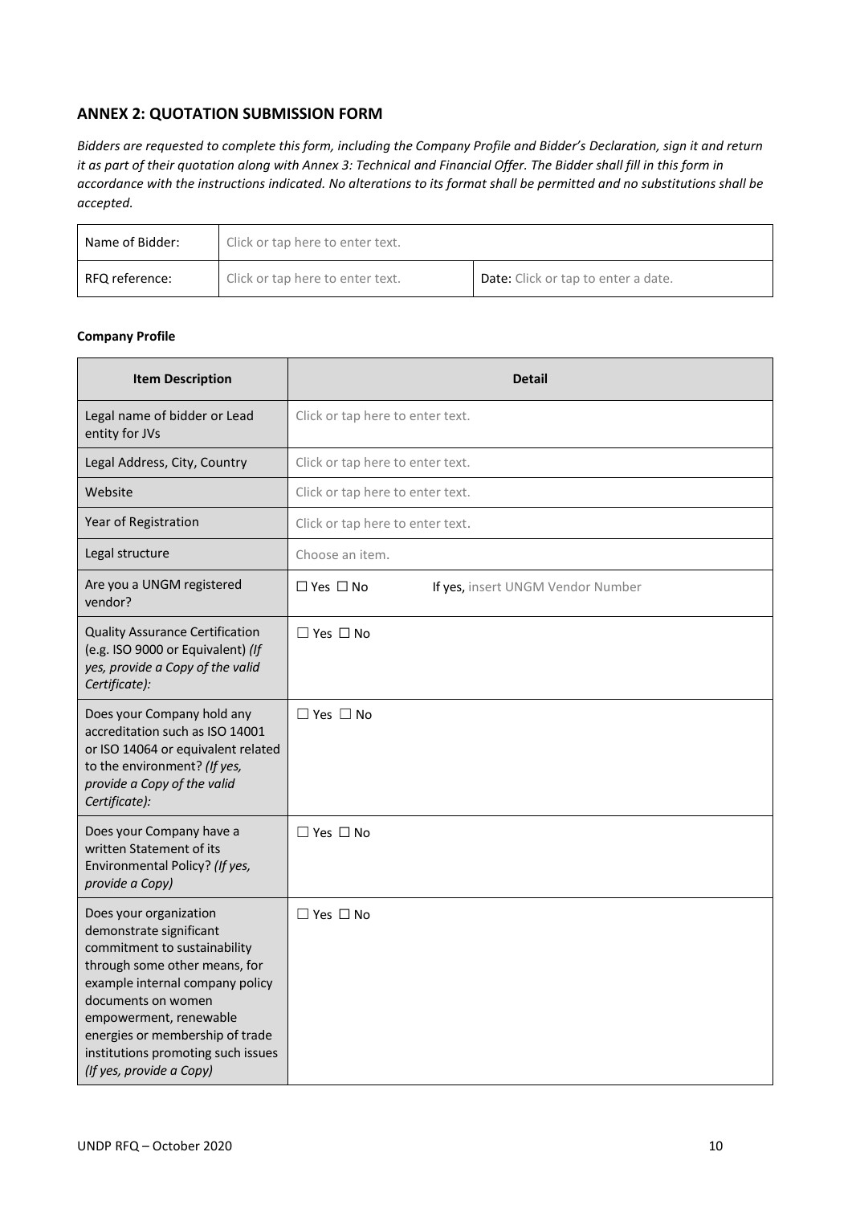## ANNEX 2: QUOTATION SUBMISSION FORM

*Bidders are requested to complete this form, including the Company Profile and Bidder's Declaration, sign it and return it as part of their quotation along with Annex 3: Technical and Financial Offer. The Bidder shall fill in this form in accordance with the instructions indicated. No alterations to its format shall be permitted and no substitutions shall be accepted.*

| Name of Bidder: | Click or tap here to enter text. | |
|---|---|---|
| RFQ reference: | Click or tap here to enter text. | **Date:** Click or tap to enter a date. |

**Company Profile**

| Item Description | Detail |
|---|---|
| Legal name of bidder or Lead entity for JVs | Click or tap here to enter text. |
| Legal Address, City, Country | Click or tap here to enter text. |
| Website | Click or tap here to enter text. |
| Year of Registration | Click or tap here to enter text. |
| Legal structure | Choose an item. |
| Are you a UNGM registered vendor? | ☐ Yes ☐ No If yes, insert UNGM Vendor Number |
| Quality Assurance Certification (e.g. ISO 9000 or Equivalent) *(If yes, provide a Copy of the valid Certificate):* | ☐ Yes ☐ No |
| Does your Company hold any accreditation such as ISO 14001 or ISO 14064 or equivalent related to the environment? *(If yes, provide a Copy of the valid Certificate):* | ☐ Yes ☐ No |
| Does your Company have a written Statement of its Environmental Policy? *(If yes, provide a Copy)* | ☐ Yes ☐ No |
| Does your organization demonstrate significant commitment to sustainability through some other means, for example internal company policy documents on women empowerment, renewable energies or membership of trade institutions promoting such issues *(If yes, provide a Copy)* | ☐ Yes ☐ No |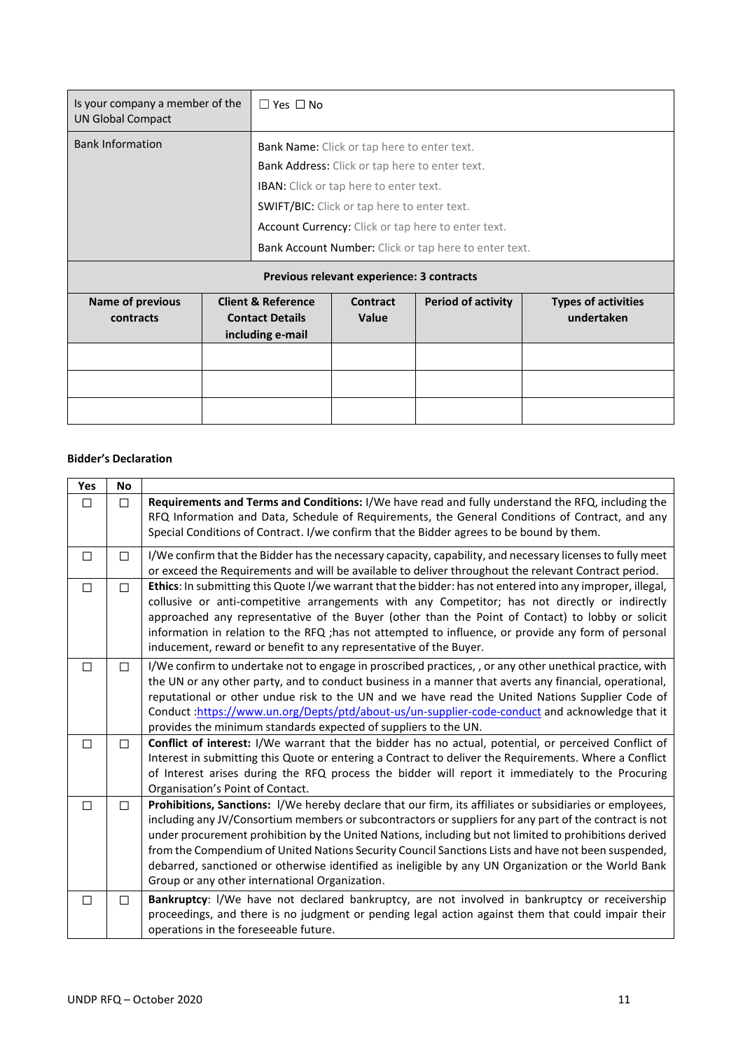| Is your company a member of the UN Global Compact | ☐ Yes ☐ No |
|---|---|
| Bank Information | Bank Name: Click or tap here to enter text.<br>Bank Address: Click or tap here to enter text.<br>IBAN: Click or tap here to enter text.<br>SWIFT/BIC: Click or tap here to enter text.<br>Account Currency: Click or tap here to enter text.<br>Bank Account Number: Click or tap here to enter text. |

**Previous relevant experience: 3 contracts**

| Name of previous contracts | Client & Reference Contact Details including e-mail | Contract Value | Period of activity | Types of activities undertaken |
|---|---|---|---|---|
| | | | | |
| | | | | |
| | | | | |

**Bidder's Declaration**

| Yes | No | |
|---|---|---|
| ☐ | ☐ | **Requirements and Terms and Conditions:** I/We have read and fully understand the RFQ, including the RFQ Information and Data, Schedule of Requirements, the General Conditions of Contract, and any Special Conditions of Contract. I/we confirm that the Bidder agrees to be bound by them. |
| ☐ | ☐ | I/We confirm that the Bidder has the necessary capacity, capability, and necessary licenses to fully meet or exceed the Requirements and will be available to deliver throughout the relevant Contract period. |
| ☐ | ☐ | **Ethics**: In submitting this Quote I/we warrant that the bidder: has not entered into any improper, illegal, collusive or anti-competitive arrangements with any Competitor; has not directly or indirectly approached any representative of the Buyer (other than the Point of Contact) to lobby or solicit information in relation to the RFQ ;has not attempted to influence, or provide any form of personal inducement, reward or benefit to any representative of the Buyer. |
| ☐ | ☐ | I/We confirm to undertake not to engage in proscribed practices, , or any other unethical practice, with the UN or any other party, and to conduct business in a manner that averts any financial, operational, reputational or other undue risk to the UN and we have read the United Nations Supplier Code of Conduct :https://www.un.org/Depts/ptd/about-us/un-supplier-code-conduct and acknowledge that it provides the minimum standards expected of suppliers to the UN. |
| ☐ | ☐ | **Conflict of interest:** I/We warrant that the bidder has no actual, potential, or perceived Conflict of Interest in submitting this Quote or entering a Contract to deliver the Requirements. Where a Conflict of Interest arises during the RFQ process the bidder will report it immediately to the Procuring Organisation's Point of Contact. |
| ☐ | ☐ | **Prohibitions, Sanctions:** I/We hereby declare that our firm, its affiliates or subsidiaries or employees, including any JV/Consortium members or subcontractors or suppliers for any part of the contract is not under procurement prohibition by the United Nations, including but not limited to prohibitions derived from the Compendium of United Nations Security Council Sanctions Lists and have not been suspended, debarred, sanctioned or otherwise identified as ineligible by any UN Organization or the World Bank Group or any other international Organization. |
| ☐ | ☐ | **Bankruptcy**: I/We have not declared bankruptcy, are not involved in bankruptcy or receivership proceedings, and there is no judgment or pending legal action against them that could impair their operations in the foreseeable future. |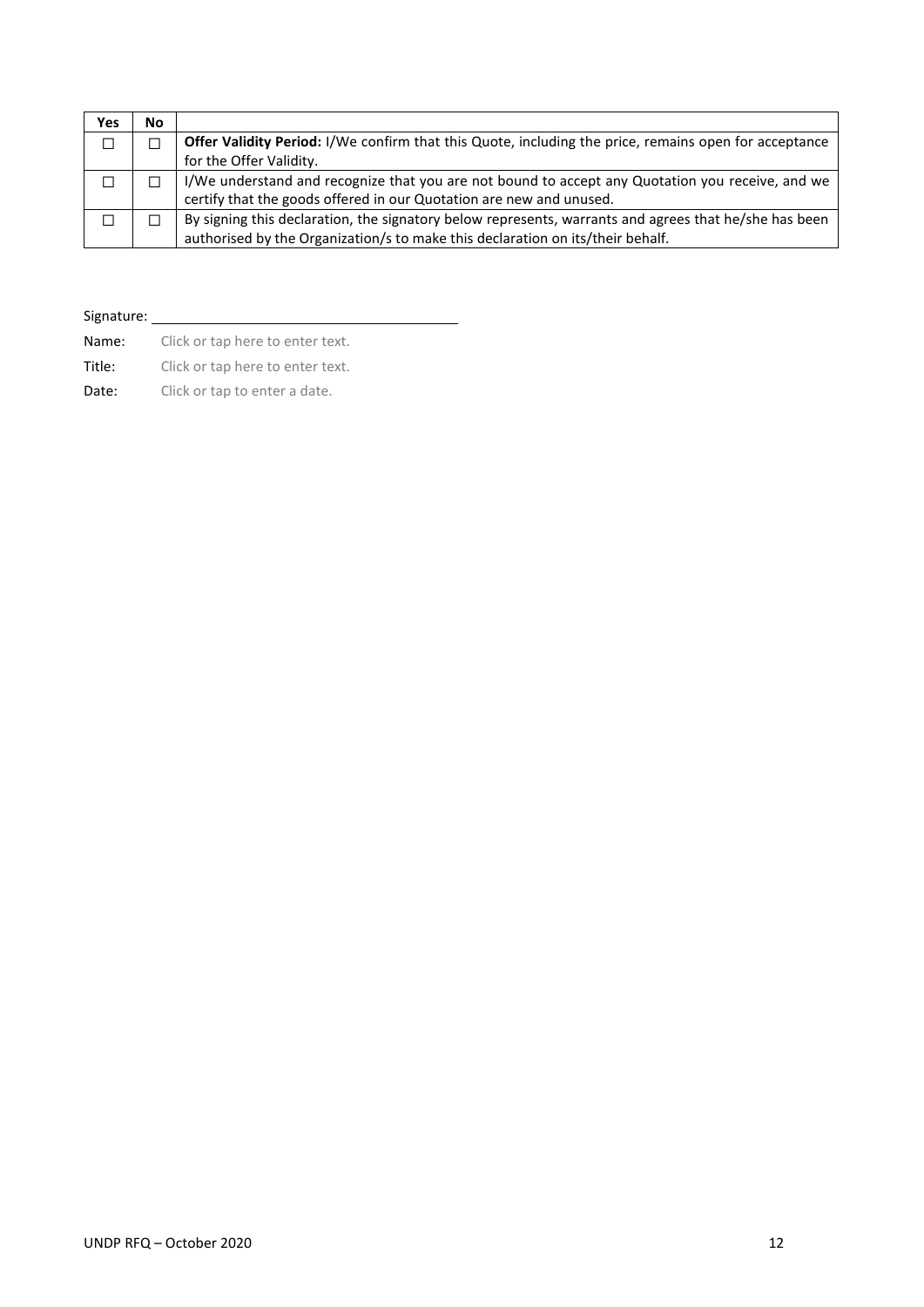| Yes | No | |
|---|---|---|
| ☐ | ☐ | **Offer Validity Period:** I/We confirm that this Quote, including the price, remains open for acceptance for the Offer Validity. |
| ☐ | ☐ | I/We understand and recognize that you are not bound to accept any Quotation you receive, and we certify that the goods offered in our Quotation are new and unused. |
| ☐ | ☐ | By signing this declaration, the signatory below represents, warrants and agrees that he/she has been authorised by the Organization/s to make this declaration on its/their behalf. |

Signature: ______________________________________

Name: Click or tap here to enter text.

Title: Click or tap here to enter text.

Date: Click or tap to enter a date.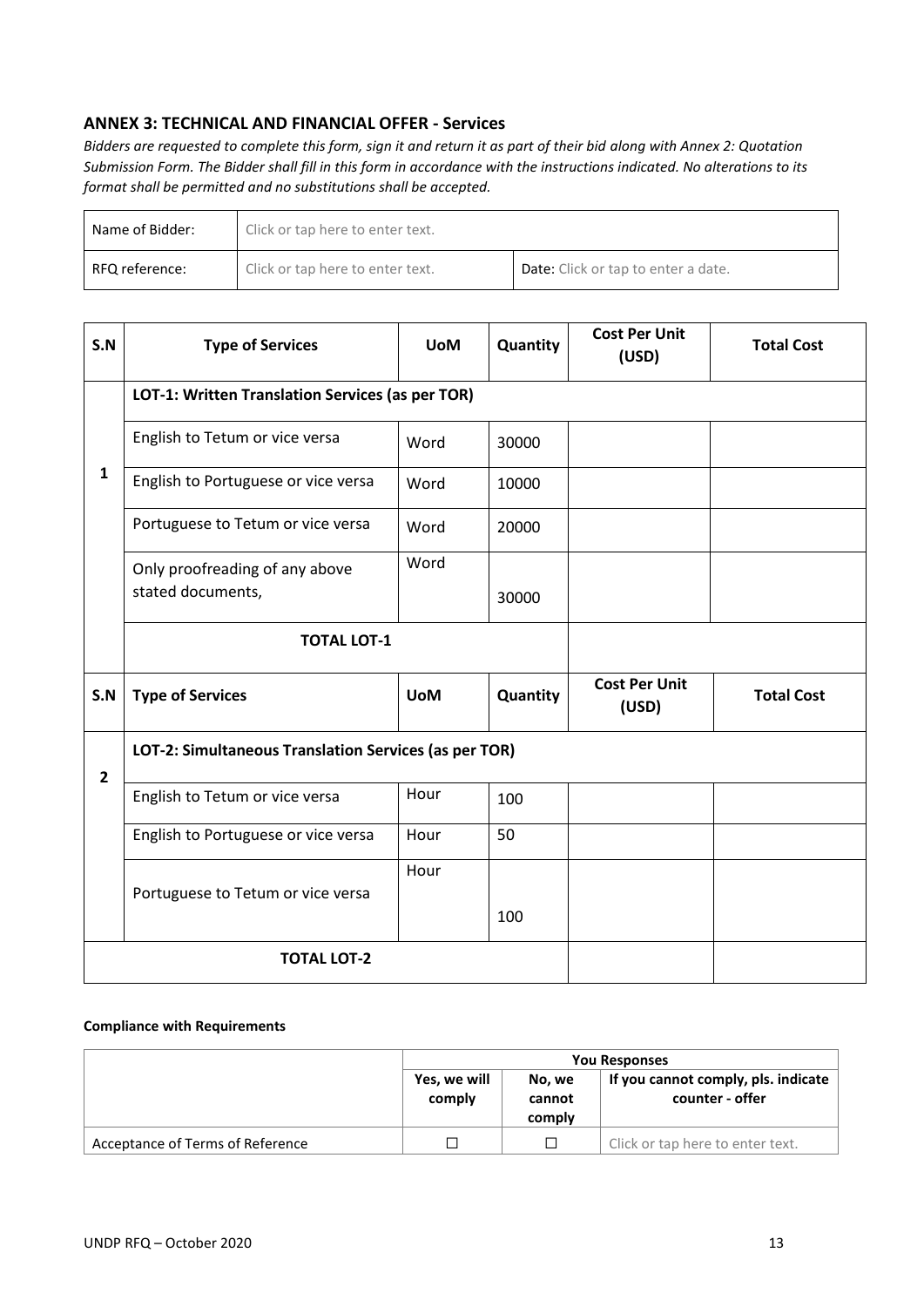## ANNEX 3: TECHNICAL AND FINANCIAL OFFER - Services

*Bidders are requested to complete this form, sign it and return it as part of their bid along with Annex 2: Quotation Submission Form. The Bidder shall fill in this form in accordance with the instructions indicated. No alterations to its format shall be permitted and no substitutions shall be accepted.*

| Name of Bidder: | Click or tap here to enter text. | |
|---|---|---|
| RFQ reference: | Click or tap here to enter text. | **Date:** Click or tap to enter a date. |

| S.N | Type of Services | UoM | Quantity | Cost Per Unit (USD) | Total Cost |
|---|---|---|---|---|---|
| 1 | **LOT-1: Written Translation Services (as per TOR)** | | | | |
| | English to Tetum or vice versa | Word | 30000 | | |
| | English to Portuguese or vice versa | Word | 10000 | | |
| | Portuguese to Tetum or vice versa | Word | 20000 | | |
| | Only proofreading of any above stated documents, | Word | 30000 | | |
| | **TOTAL LOT-1** | | | | |
| **S.N** | **Type of Services** | **UoM** | **Quantity** | **Cost Per Unit (USD)** | **Total Cost** |
| 2 | **LOT-2: Simultaneous Translation Services (as per TOR)** | | | | |
| | English to Tetum or vice versa | Hour | 100 | | |
| | English to Portuguese or vice versa | Hour | 50 | | |
| | Portuguese to Tetum or vice versa | Hour | 100 | | |
| **TOTAL LOT-2** | | | | | |

**Compliance with Requirements**

| | You Responses | | |
|---|---|---|---|
| | **Yes, we will comply** | **No, we cannot comply** | **If you cannot comply, pls. indicate counter - offer** |
| Acceptance of Terms of Reference | ☐ | ☐ | Click or tap here to enter text. |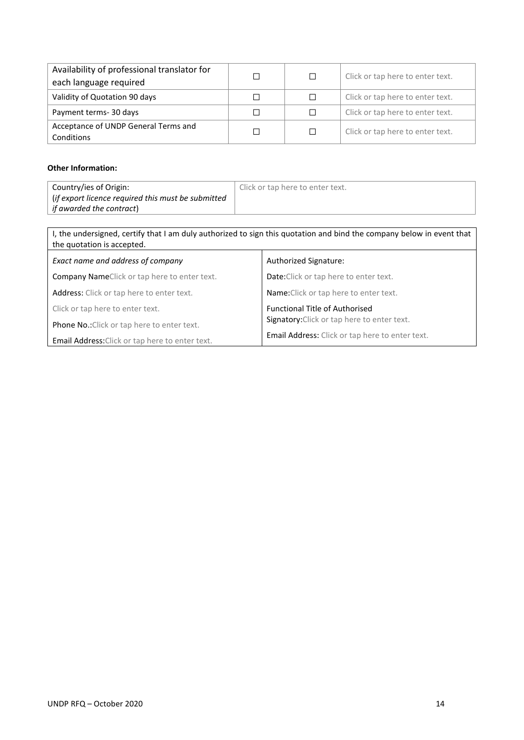| | | | |
|---|---|---|---|
| Availability of professional translator for each language required | ☐ | ☐ | Click or tap here to enter text. |
| Validity of Quotation 90 days | ☐ | ☐ | Click or tap here to enter text. |
| Payment terms- 30 days | ☐ | ☐ | Click or tap here to enter text. |
| Acceptance of UNDP General Terms and Conditions | ☐ | ☐ | Click or tap here to enter text. |

**Other Information:**

| | |
|---|---|
| Country/ies of Origin: (*if export licence required this must be submitted if awarded the contract*) | Click or tap here to enter text. |

| I, the undersigned, certify that I am duly authorized to sign this quotation and bind the company below in event that the quotation is accepted. | |
|---|---|
| *Exact name and address of company* | Authorized Signature: |
| **Company Name**Click or tap here to enter text. | **Date:**Click or tap here to enter text. |
| **Address:** Click or tap here to enter text. | **Name:**Click or tap here to enter text. |
| Click or tap here to enter text. | Functional Title of Authorised **Signatory:**Click or tap here to enter text. |
| **Phone No.:**Click or tap here to enter text. | |
| **Email Address:**Click or tap here to enter text. | **Email Address:** Click or tap here to enter text. |